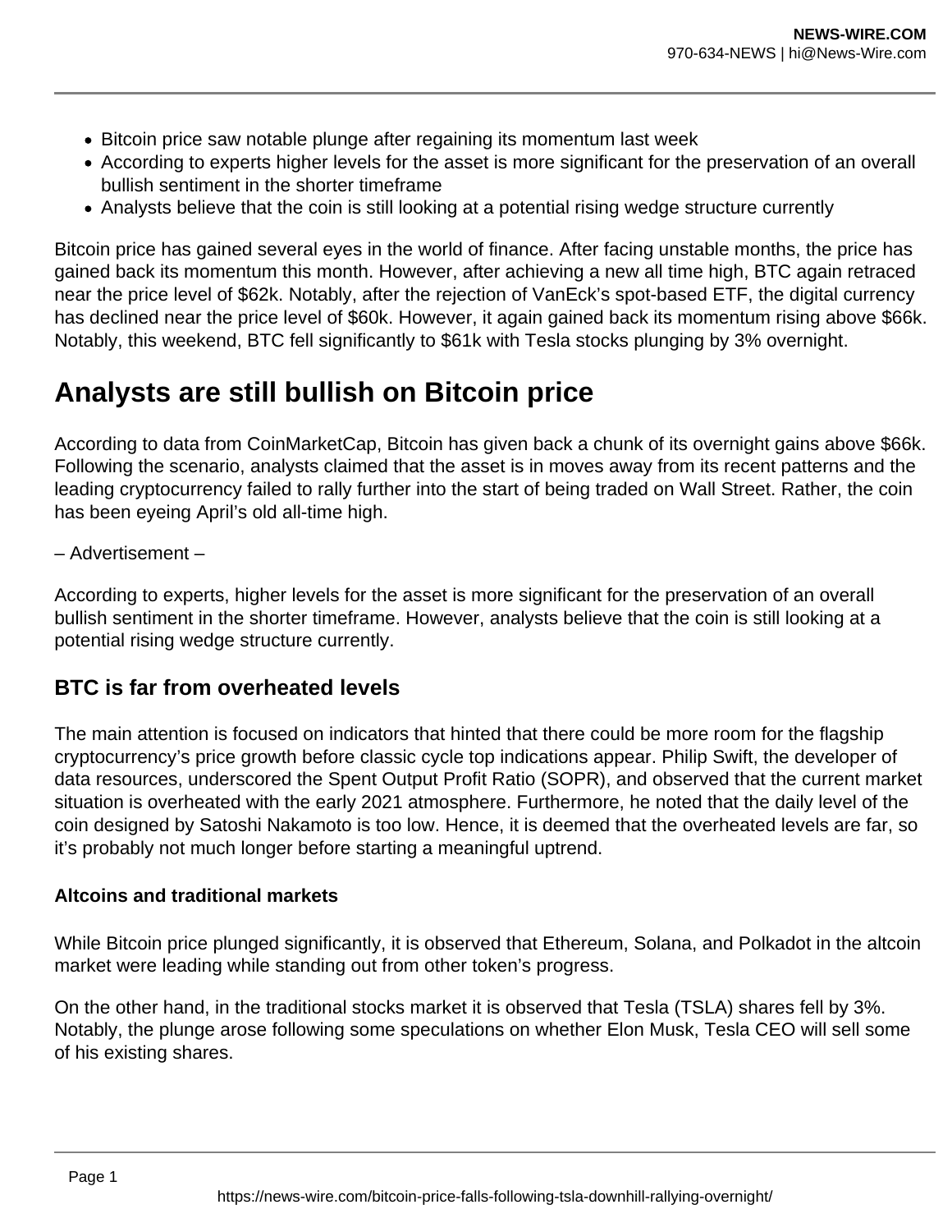- Bitcoin price saw notable plunge after regaining its momentum last week
- According to experts higher levels for the asset is more significant for the preservation of an overall bullish sentiment in the shorter timeframe
- Analysts believe that the coin is still looking at a potential rising wedge structure currently

Bitcoin price has gained several eyes in the world of finance. After facing unstable months, the price has gained back its momentum this month. However, after achieving a new all time high, BTC again retraced near the price level of $62k. Notably, after the rejection of VanEck's spot-based ETF, the digital currency has declined near the price level of $60k. However, it again gained back its momentum rising above $66k. Notably, this weekend, BTC fell significantly to $61k with Tesla stocks plunging by 3% overnight.

# Analysts are still bullish on Bitcoin price

According to data from CoinMarketCap, Bitcoin has given back a chunk of its overnight gains above $66k. Following the scenario, analysts claimed that the asset is in moves away from its recent patterns and the leading cryptocurrency failed to rally further into the start of being traded on Wall Street. Rather, the coin has been eyeing April's old all-time high.

– Advertisement –

According to experts, higher levels for the asset is more significant for the preservation of an overall bullish sentiment in the shorter timeframe. However, analysts believe that the coin is still looking at a potential rising wedge structure currently.

## BTC is far from overheated levels

The main attention is focused on indicators that hinted that there could be more room for the flagship cryptocurrency's price growth before classic cycle top indications appear. Philip Swift, the developer of data resources, underscored the Spent Output Profit Ratio (SOPR), and observed that the current market situation is overheated with the early 2021 atmosphere. Furthermore, he noted that the daily level of the coin designed by Satoshi Nakamoto is too low. Hence, it is deemed that the overheated levels are far, so it's probably not much longer before starting a meaningful uptrend.

### Altcoins and traditional markets

While Bitcoin price plunged significantly, it is observed that Ethereum, Solana, and Polkadot in the altcoin market were leading while standing out from other token's progress.

On the other hand, in the traditional stocks market it is observed that Tesla (TSLA) shares fell by 3%. Notably, the plunge arose following some speculations on whether Elon Musk, Tesla CEO will sell some of his existing shares.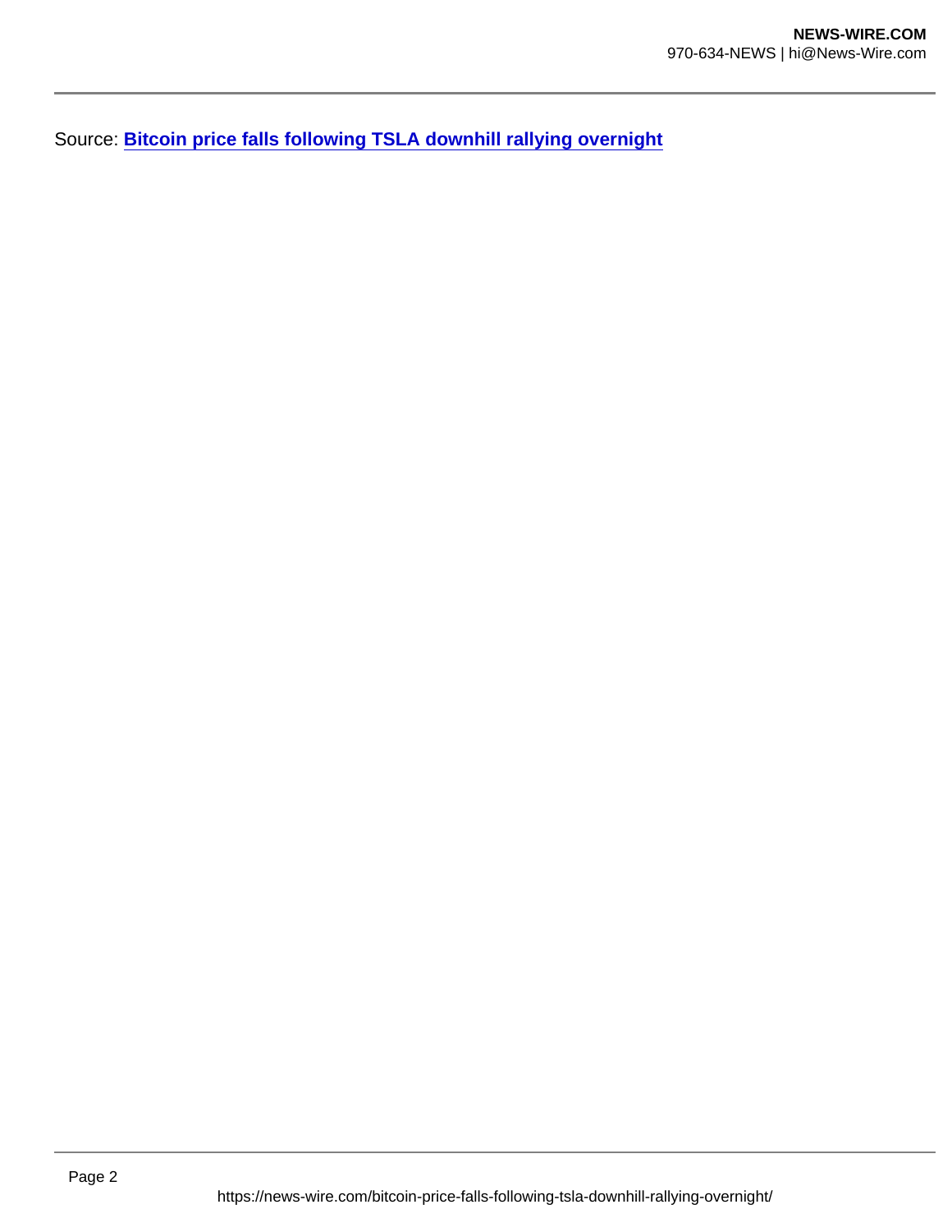Source: **[Bitcoin price falls following TSLA downhill rallying overnight](https://news-wire.com/bitcoin-price-falls-following-tsla-downhill-rallying-overnight/)**